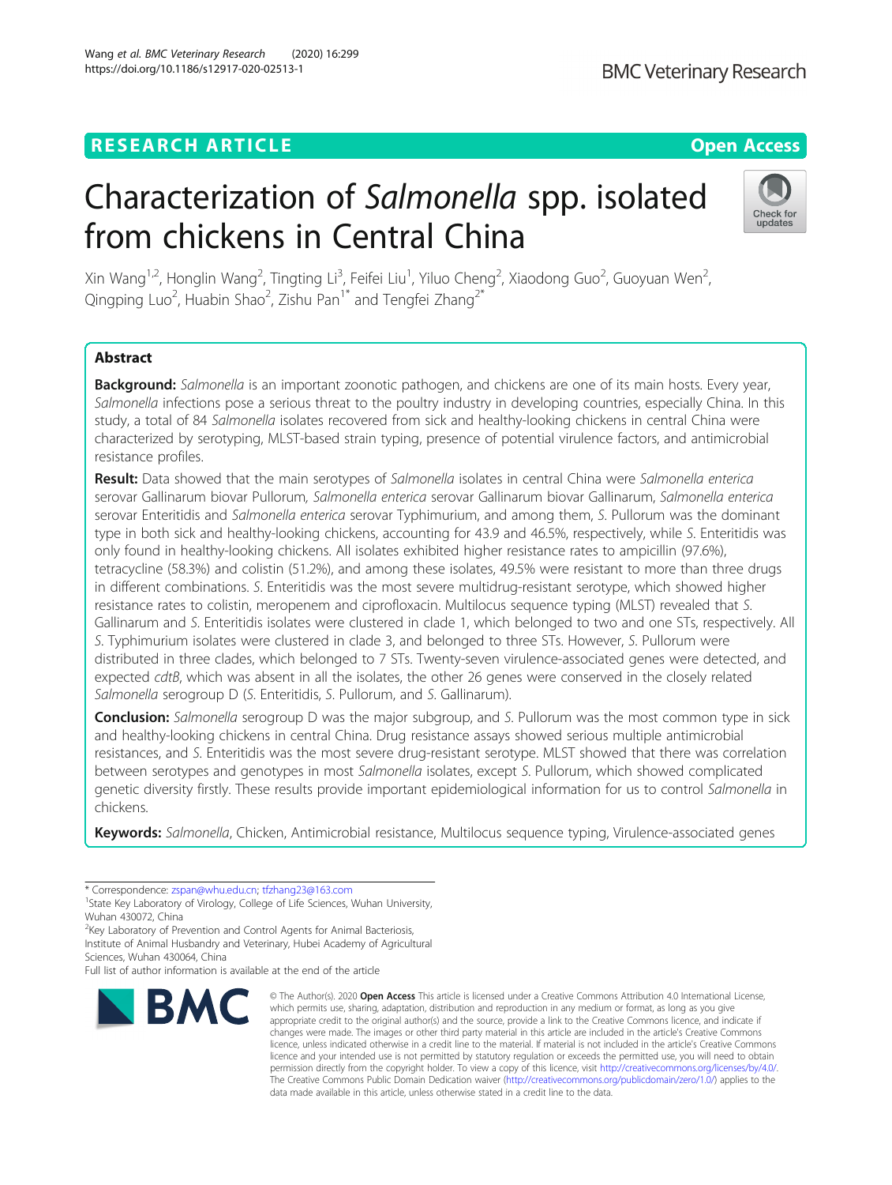RESEARCH ARTICLE

Open Access

# Characterization of *Salmonella* spp. isolated from chickens in Central China

Xin Wang[1,2], Honglin Wang[2], Tingting Li[3], Feifei Liu[1], Yiluo Cheng[2], Xiaodong Guo[2], Guoyuan Wen[2], Qingping Luo[2], Huabin Shao[2], Zishu Pan[1*] and Tengfei Zhang[2*]

## Abstract

**Background:** *Salmonella* is an important zoonotic pathogen, and chickens are one of its main hosts. Every year, *Salmonella* infections pose a serious threat to the poultry industry in developing countries, especially China. In this study, a total of 84 *Salmonella* isolates recovered from sick and healthy-looking chickens in central China were characterized by serotyping, MLST-based strain typing, presence of potential virulence factors, and antimicrobial resistance profiles.

**Result:** Data showed that the main serotypes of *Salmonella* isolates in central China were *Salmonella enterica* serovar Gallinarum biovar Pullorum, *Salmonella enterica* serovar Gallinarum biovar Gallinarum, *Salmonella enterica* serovar Enteritidis and *Salmonella enterica* serovar Typhimurium, and among them, *S.* Pullorum was the dominant type in both sick and healthy-looking chickens, accounting for 43.9 and 46.5%, respectively, while *S.* Enteritidis was only found in healthy-looking chickens. All isolates exhibited higher resistance rates to ampicillin (97.6%), tetracycline (58.3%) and colistin (51.2%), and among these isolates, 49.5% were resistant to more than three drugs in different combinations. *S.* Enteritidis was the most severe multidrug-resistant serotype, which showed higher resistance rates to colistin, meropenem and ciprofloxacin. Multilocus sequence typing (MLST) revealed that *S.* Gallinarum and *S.* Enteritidis isolates were clustered in clade 1, which belonged to two and one STs, respectively. All *S.* Typhimurium isolates were clustered in clade 3, and belonged to three STs. However, *S.* Pullorum were distributed in three clades, which belonged to 7 STs. Twenty-seven virulence-associated genes were detected, and expected *cdtB*, which was absent in all the isolates, the other 26 genes were conserved in the closely related *Salmonella* serogroup D (*S.* Enteritidis, *S.* Pullorum, and *S.* Gallinarum).

**Conclusion:** *Salmonella* serogroup D was the major subgroup, and *S.* Pullorum was the most common type in sick and healthy-looking chickens in central China. Drug resistance assays showed serious multiple antimicrobial resistances, and *S.* Enteritidis was the most severe drug-resistant serotype. MLST showed that there was correlation between serotypes and genotypes in most *Salmonella* isolates, except *S.* Pullorum, which showed complicated genetic diversity firstly. These results provide important epidemiological information for us to control *Salmonella* in chickens.

**Keywords:** *Salmonella*, Chicken, Antimicrobial resistance, Multilocus sequence typing, Virulence-associated genes

---

* Correspondence: zspan@whu.edu.cn; tfzhang23@163.com

[1]State Key Laboratory of Virology, College of Life Sciences, Wuhan University, Wuhan 430072, China

[2]Key Laboratory of Prevention and Control Agents for Animal Bacteriosis, Institute of Animal Husbandry and Veterinary, Hubei Academy of Agricultural Sciences, Wuhan 430064, China

Full list of author information is available at the end of the article

© The Author(s). 2020 **Open Access** This article is licensed under a Creative Commons Attribution 4.0 International License, which permits use, sharing, adaptation, distribution and reproduction in any medium or format, as long as you give appropriate credit to the original author(s) and the source, provide a link to the Creative Commons licence, and indicate if changes were made. The images or other third party material in this article are included in the article's Creative Commons licence, unless indicated otherwise in a credit line to the material. If material is not included in the article's Creative Commons licence and your intended use is not permitted by statutory regulation or exceeds the permitted use, you will need to obtain permission directly from the copyright holder. To view a copy of this licence, visit http://creativecommons.org/licenses/by/4.0/. The Creative Commons Public Domain Dedication waiver (http://creativecommons.org/publicdomain/zero/1.0/) applies to the data made available in this article, unless otherwise stated in a credit line to the data.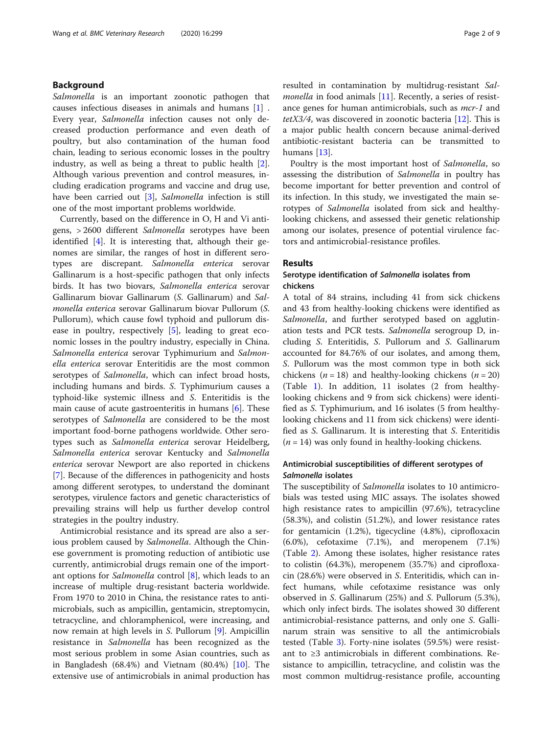## Background

*Salmonella* is an important zoonotic pathogen that causes infectious diseases in animals and humans [1] . Every year, *Salmonella* infection causes not only decreased production performance and even death of poultry, but also contamination of the human food chain, leading to serious economic losses in the poultry industry, as well as being a threat to public health [2]. Although various prevention and control measures, including eradication programs and vaccine and drug use, have been carried out [3], *Salmonella* infection is still one of the most important problems worldwide.

Currently, based on the difference in O, H and Vi antigens, > 2600 different *Salmonella* serotypes have been identified [4]. It is interesting that, although their genomes are similar, the ranges of host in different serotypes are discrepant. *Salmonella enterica* serovar Gallinarum is a host-specific pathogen that only infects birds. It has two biovars, *Salmonella enterica* serovar Gallinarum biovar Gallinarum (*S.* Gallinarum) and *Salmonella enterica* serovar Gallinarum biovar Pullorum (*S.* Pullorum), which cause fowl typhoid and pullorum disease in poultry, respectively [5], leading to great economic losses in the poultry industry, especially in China. *Salmonella enterica* serovar Typhimurium and *Salmonella enterica* serovar Enteritidis are the most common serotypes of *Salmonella*, which can infect broad hosts, including humans and birds. *S.* Typhimurium causes a typhoid-like systemic illness and *S.* Enteritidis is the main cause of acute gastroenteritis in humans [6]. These serotypes of *Salmonella* are considered to be the most important food-borne pathogens worldwide. Other serotypes such as *Salmonella enterica* serovar Heidelberg, *Salmonella enterica* serovar Kentucky and *Salmonella enterica* serovar Newport are also reported in chickens [7]. Because of the differences in pathogenicity and hosts among different serotypes, to understand the dominant serotypes, virulence factors and genetic characteristics of prevailing strains will help us further develop control strategies in the poultry industry.

Antimicrobial resistance and its spread are also a serious problem caused by *Salmonella*. Although the Chinese government is promoting reduction of antibiotic use currently, antimicrobial drugs remain one of the important options for *Salmonella* control [8], which leads to an increase of multiple drug-resistant bacteria worldwide. From 1970 to 2010 in China, the resistance rates to antimicrobials, such as ampicillin, gentamicin, streptomycin, tetracycline, and chloramphenicol, were increasing, and now remain at high levels in *S.* Pullorum [9]. Ampicillin resistance in *Salmonella* has been recognized as the most serious problem in some Asian countries, such as in Bangladesh (68.4%) and Vietnam (80.4%) [10]. The extensive use of antimicrobials in animal production has resulted in contamination by multidrug-resistant *Salmonella* in food animals [11]. Recently, a series of resistance genes for human antimicrobials, such as *mcr-1* and *tetX3/4*, was discovered in zoonotic bacteria [12]. This is a major public health concern because animal-derived antibiotic-resistant bacteria can be transmitted to humans [13].

Poultry is the most important host of *Salmonella*, so assessing the distribution of *Salmonella* in poultry has become important for better prevention and control of its infection. In this study, we investigated the main serotypes of *Salmonella* isolated from sick and healthy-looking chickens, and assessed their genetic relationship among our isolates, presence of potential virulence factors and antimicrobial-resistance profiles.

## Results

### Serotype identification of *Salmonella* isolates from chickens

A total of 84 strains, including 41 from sick chickens and 43 from healthy-looking chickens were identified as *Salmonella*, and further serotyped based on agglutination tests and PCR tests. *Salmonella* serogroup D, including *S.* Enteritidis, *S.* Pullorum and *S.* Gallinarum accounted for 84.76% of our isolates, and among them, *S.* Pullorum was the most common type in both sick chickens ($n = 18$) and healthy-looking chickens ($n = 20$) (Table 1). In addition, 11 isolates (2 from healthy-looking chickens and 9 from sick chickens) were identified as *S.* Typhimurium, and 16 isolates (5 from healthy-looking chickens and 11 from sick chickens) were identified as *S.* Gallinarum. It is interesting that *S.* Enteritidis ($n = 14$) was only found in healthy-looking chickens.

### Antimicrobial susceptibilities of different serotypes of *Salmonella* isolates

The susceptibility of *Salmonella* isolates to 10 antimicrobials was tested using MIC assays. The isolates showed high resistance rates to ampicillin (97.6%), tetracycline (58.3%), and colistin (51.2%), and lower resistance rates for gentamicin (1.2%), tigecycline (4.8%), ciprofloxacin (6.0%), cefotaxime (7.1%), and meropenem (7.1%) (Table 2). Among these isolates, higher resistance rates to colistin (64.3%), meropenem (35.7%) and ciprofloxacin (28.6%) were observed in *S.* Enteritidis, which can infect humans, while cefotaxime resistance was only observed in *S.* Gallinarum (25%) and *S.* Pullorum (5.3%), which only infect birds. The isolates showed 30 different antimicrobial-resistance patterns, and only one *S.* Gallinarum strain was sensitive to all the antimicrobials tested (Table 3). Forty-nine isolates (59.5%) were resistant to ≥3 antimicrobials in different combinations. Resistance to ampicillin, tetracycline, and colistin was the most common multidrug-resistance profile, accounting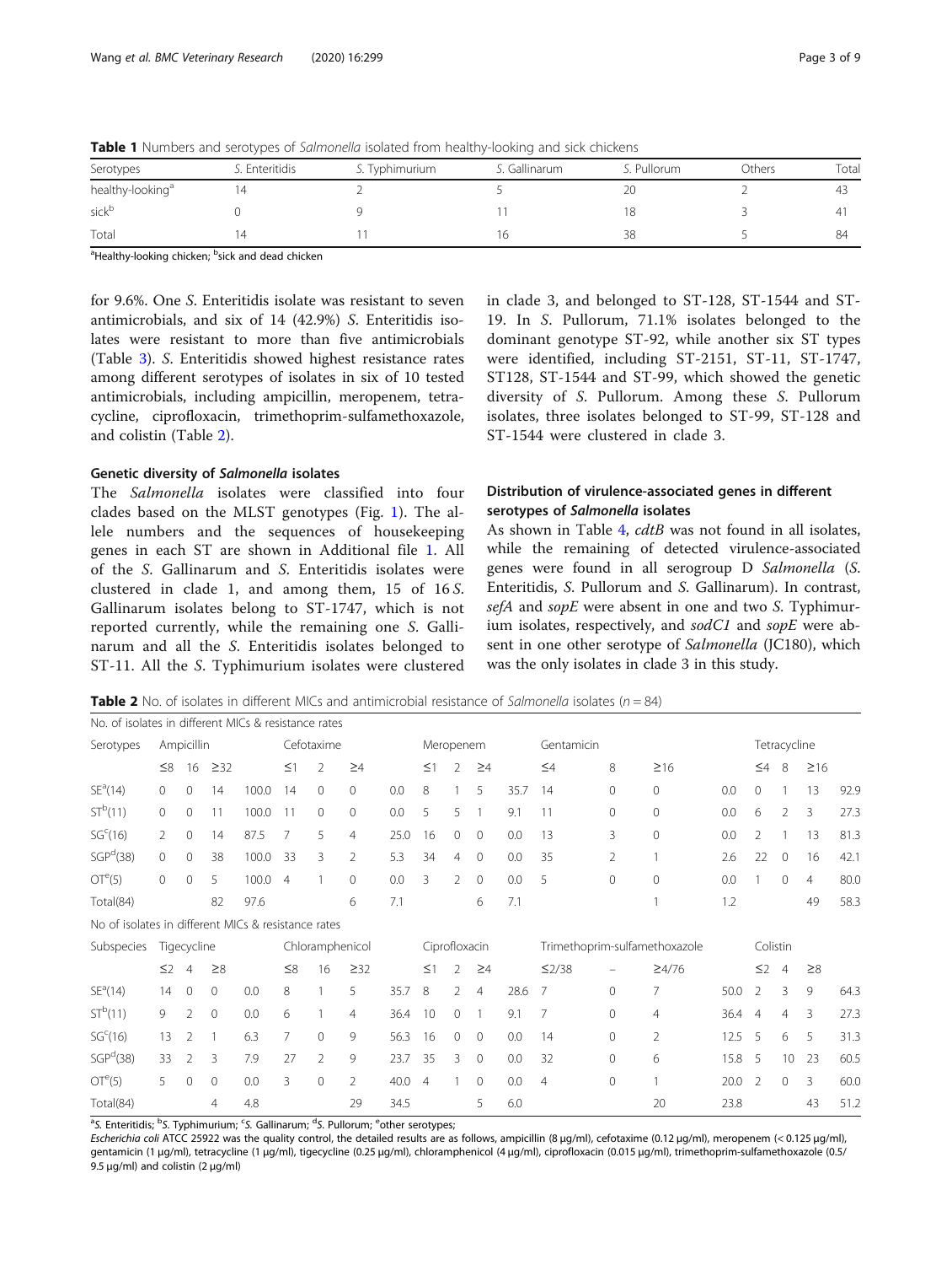**Table 1** Numbers and serotypes of *Salmonella* isolated from healthy-looking and sick chickens

| Serotypes | *S.* Enteritidis | *S.* Typhimurium | *S.* Gallinarum | *S.* Pullorum | Others | Total |
|---|---|---|---|---|---|---|
| healthy-looking[a] | 14 | 2 | 5 | 20 | 2 | 43 |
| sick[b] | 0 | 9 | 11 | 18 | 3 | 41 |
| Total | 14 | 11 | 16 | 38 | 5 | 84 |

[a]Healthy-looking chicken; [b]sick and dead chicken

for 9.6%. One S. Enteritidis isolate was resistant to seven antimicrobials, and six of 14 (42.9%) S. Enteritidis isolates were resistant to more than five antimicrobials (Table 3). S. Enteritidis showed highest resistance rates among different serotypes of isolates in six of 10 tested antimicrobials, including ampicillin, meropenem, tetracycline, ciprofloxacin, trimethoprim-sulfamethoxazole, and colistin (Table 2).

### Genetic diversity of *Salmonella* isolates

The *Salmonella* isolates were classified into four clades based on the MLST genotypes (Fig. 1). The allele numbers and the sequences of housekeeping genes in each ST are shown in Additional file 1. All of the S. Gallinarum and S. Enteritidis isolates were clustered in clade 1, and among them, 15 of 16 S. Gallinarum isolates belong to ST-1747, which is not reported currently, while the remaining one S. Gallinarum and all the S. Enteritidis isolates belonged to ST-11. All the S. Typhimurium isolates were clustered in clade 3, and belonged to ST-128, ST-1544 and ST-19. In S. Pullorum, 71.1% isolates belonged to the dominant genotype ST-92, while another six ST types were identified, including ST-2151, ST-11, ST-1747, ST128, ST-1544 and ST-99, which showed the genetic diversity of S. Pullorum. Among these S. Pullorum isolates, three isolates belonged to ST-99, ST-128 and ST-1544 were clustered in clade 3.

### Distribution of virulence-associated genes in different serotypes of *Salmonella* isolates

As shown in Table 4, *cdtB* was not found in all isolates, while the remaining of detected virulence-associated genes were found in all serogroup D *Salmonella* (S. Enteritidis, S. Pullorum and S. Gallinarum). In contrast, *sefA* and *sopE* were absent in one and two S. Typhimurium isolates, respectively, and *sodC1* and *sopE* were absent in one other serotype of *Salmonella* (JC180), which was the only isolates in clade 3 in this study.

**Table 2** No. of isolates in different MICs and antimicrobial resistance of *Salmonella* isolates (*n* = 84)

| No. of isolates in different MICs & resistance rates | | | | | | | | | | | | | | | | | | | | |
|---|---|---|---|---|---|---|---|---|---|---|---|---|---|---|---|---|---|---|---|---|
| Serotypes | Ampicillin | | | | Cefotaxime | | | | Meropenem | | | | Gentamicin | | | | Tetracycline | | | |
| | ≤8 | 16 | ≥32 | | ≤1 | 2 | ≥4 | | ≤1 | 2 | ≥4 | | ≤4 | 8 | ≥16 | | ≤4 | 8 | ≥16 | |
| SE[a](14) | 0 | 0 | 14 | 100.0 | 14 | 0 | 0 | 0.0 | 8 | 1 | 5 | 35.7 | 14 | 0 | 0 | 0.0 | 0 | 1 | 13 | 92.9 |
| ST[b](11) | 0 | 0 | 11 | 100.0 | 11 | 0 | 0 | 0.0 | 5 | 5 | 1 | 9.1 | 11 | 0 | 0 | 0.0 | 6 | 2 | 3 | 27.3 |
| SG[c](16) | 2 | 0 | 14 | 87.5 | 7 | 5 | 4 | 25.0 | 16 | 0 | 0 | 0.0 | 13 | 3 | 0 | 0.0 | 2 | 1 | 13 | 81.3 |
| SGP[d](38) | 0 | 0 | 38 | 100.0 | 33 | 3 | 2 | 5.3 | 34 | 4 | 0 | 0.0 | 35 | 2 | 1 | 2.6 | 22 | 0 | 16 | 42.1 |
| OT[e](5) | 0 | 0 | 5 | 100.0 | 4 | 1 | 0 | 0.0 | 3 | 2 | 0 | 0.0 | 5 | 0 | 0 | 0.0 | 1 | 0 | 4 | 80.0 |
| Total(84) | | | 82 | 97.6 | | | 6 | 7.1 | | | 6 | 7.1 | | | 1 | 1.2 | | | 49 | 58.3 |
| No of isolates in different MICs & resistance rates | | | | | | | | | | | | | | | | | | | | |
| Subspecies | Tigecycline | | | | Chloramphenicol | | | | Ciprofloxacin | | | | Trimethoprim-sulfamethoxazole | | | | Colistin | | | |
| | ≤2 | 4 | ≥8 | | ≤8 | 16 | ≥32 | | ≤1 | 2 | ≥4 | | ≤2/38 | – | ≥4/76 | | ≤2 | 4 | ≥8 | |
| SE[a](14) | 14 | 0 | 0 | 0.0 | 8 | 1 | 5 | 35.7 | 8 | 2 | 4 | 28.6 | 7 | 0 | 7 | 50.0 | 2 | 3 | 9 | 64.3 |
| ST[b](11) | 9 | 2 | 0 | 0.0 | 6 | 1 | 4 | 36.4 | 10 | 0 | 1 | 9.1 | 7 | 0 | 4 | 36.4 | 4 | 4 | 3 | 27.3 |
| SG[c](16) | 13 | 2 | 1 | 6.3 | 7 | 0 | 9 | 56.3 | 16 | 0 | 0 | 0.0 | 14 | 0 | 2 | 12.5 | 5 | 6 | 5 | 31.3 |
| SGP[d](38) | 33 | 2 | 3 | 7.9 | 27 | 2 | 9 | 23.7 | 35 | 3 | 0 | 0.0 | 32 | 0 | 6 | 15.8 | 5 | 10 | 23 | 60.5 |
| OT[e](5) | 5 | 0 | 0 | 0.0 | 3 | 0 | 2 | 40.0 | 4 | 1 | 0 | 0.0 | 4 | 0 | 1 | 20.0 | 2 | 0 | 3 | 60.0 |
| Total(84) | | | 4 | 4.8 | | | 29 | 34.5 | | | 5 | 6.0 | | | 20 | 23.8 | | | 43 | 51.2 |

[a]S. Enteritidis; [b]S. Typhimurium; [c]S. Gallinarum; [d]S. Pullorum; [e]other serotypes;
*Escherichia coli* ATCC 25922 was the quality control, the detailed results are as follows, ampicillin (8 μg/ml), cefotaxime (0.12 μg/ml), meropenem (< 0.125 μg/ml), gentamicin (1 μg/ml), tetracycline (1 μg/ml), tigecycline (0.25 μg/ml), chloramphenicol (4 μg/ml), ciprofloxacin (0.015 μg/ml), trimethoprim-sulfamethoxazole (0.5/9.5 μg/ml) and colistin (2 μg/ml)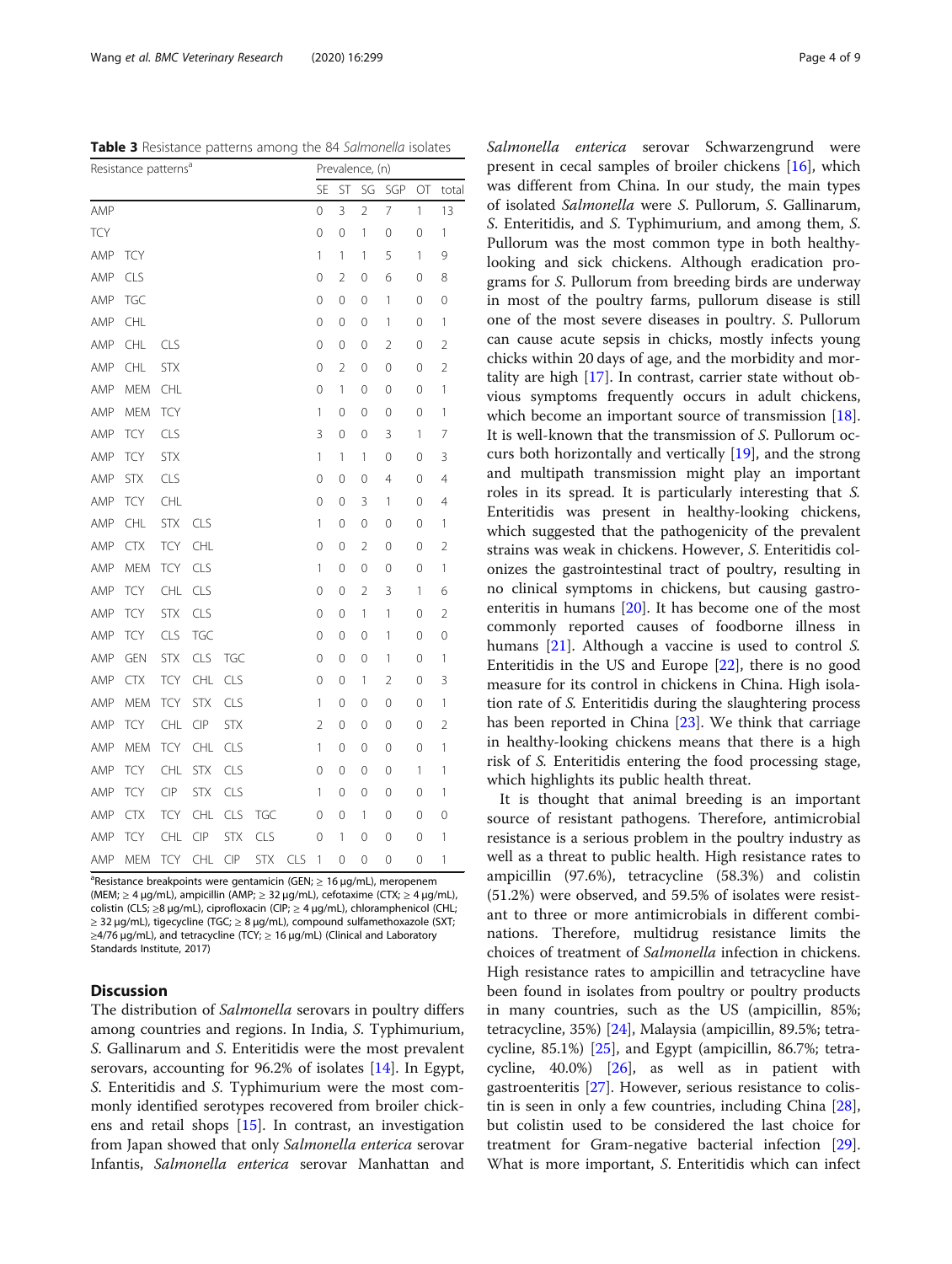**Table 3** Resistance patterns among the 84 *Salmonella* isolates

| Resistance patterns[a] | | | | | | | Prevalence, (n) | | | | | |
|---|---|---|---|---|---|---|---|---|---|---|---|---|
| | | | | | | | SE | ST | SG | SGP | OT | total |
| AMP | | | | | | | 0 | 3 | 2 | 7 | 1 | 13 |
| TCY | | | | | | | 0 | 0 | 1 | 0 | 0 | 1 |
| AMP | TCY | | | | | | 1 | 1 | 1 | 5 | 1 | 9 |
| AMP | CLS | | | | | | 0 | 2 | 0 | 6 | 0 | 8 |
| AMP | TGC | | | | | | 0 | 0 | 0 | 1 | 0 | 0 |
| AMP | CHL | | | | | | 0 | 0 | 0 | 1 | 0 | 1 |
| AMP | CHL | CLS | | | | | 0 | 0 | 0 | 2 | 0 | 2 |
| AMP | CHL | STX | | | | | 0 | 2 | 0 | 0 | 0 | 2 |
| AMP | MEM | CHL | | | | | 0 | 1 | 0 | 0 | 0 | 1 |
| AMP | MEM | TCY | | | | | 1 | 0 | 0 | 0 | 0 | 1 |
| AMP | TCY | CLS | | | | | 3 | 0 | 0 | 3 | 1 | 7 |
| AMP | TCY | STX | | | | | 1 | 1 | 1 | 0 | 0 | 3 |
| AMP | STX | CLS | | | | | 0 | 0 | 0 | 4 | 0 | 4 |
| AMP | TCY | CHL | | | | | 0 | 0 | 3 | 1 | 0 | 4 |
| AMP | CHL | STX | CLS | | | | 1 | 0 | 0 | 0 | 0 | 1 |
| AMP | CTX | TCY | CHL | | | | 0 | 0 | 2 | 0 | 0 | 2 |
| AMP | MEM | TCY | CLS | | | | 1 | 0 | 0 | 0 | 0 | 1 |
| AMP | TCY | CHL | CLS | | | | 0 | 0 | 2 | 3 | 1 | 6 |
| AMP | TCY | STX | CLS | | | | 0 | 0 | 1 | 1 | 0 | 2 |
| AMP | TCY | CLS | TGC | | | | 0 | 0 | 0 | 1 | 0 | 0 |
| AMP | GEN | STX | CLS | TGC | | | 0 | 0 | 0 | 1 | 0 | 1 |
| AMP | CTX | TCY | CHL | CLS | | | 0 | 0 | 1 | 2 | 0 | 3 |
| AMP | MEM | TCY | STX | CLS | | | 1 | 0 | 0 | 0 | 0 | 1 |
| AMP | TCY | CHL | CIP | STX | | | 2 | 0 | 0 | 0 | 0 | 2 |
| AMP | MEM | TCY | CHL | CLS | | | 1 | 0 | 0 | 0 | 0 | 1 |
| AMP | TCY | CHL | STX | CLS | | | 0 | 0 | 0 | 0 | 1 | 1 |
| AMP | TCY | CIP | STX | CLS | | | 1 | 0 | 0 | 0 | 0 | 1 |
| AMP | CTX | TCY | CHL | CLS | TGC | | 0 | 0 | 1 | 0 | 0 | 0 |
| AMP | TCY | CHL | CIP | STX | CLS | | 0 | 1 | 0 | 0 | 0 | 1 |
| AMP | MEM | TCY | CHL | CIP | STX | CLS | 1 | 0 | 0 | 0 | 0 | 1 |

[a]Resistance breakpoints were gentamicin (GEN; ≥ 16 μg/mL), meropenem (MEM; ≥ 4 μg/mL), ampicillin (AMP; ≥ 32 μg/mL), cefotaxime (CTX; ≥ 4 μg/mL), colistin (CLS; ≥8 μg/mL), ciprofloxacin (CIP; ≥ 4 μg/mL), chloramphenicol (CHL; ≥ 32 μg/mL), tigecycline (TGC; ≥ 8 μg/mL), compound sulfamethoxazole (SXT; ≥4/76 μg/mL), and tetracycline (TCY; ≥ 16 μg/mL) (Clinical and Laboratory Standards Institute, 2017)

## Discussion

The distribution of *Salmonella* serovars in poultry differs among countries and regions. In India, *S.* Typhimurium, *S.* Gallinarum and *S.* Enteritidis were the most prevalent serovars, accounting for 96.2% of isolates [14]. In Egypt, *S.* Enteritidis and *S.* Typhimurium were the most commonly identified serotypes recovered from broiler chickens and retail shops [15]. In contrast, an investigation from Japan showed that only *Salmonella enterica* serovar Infantis, *Salmonella enterica* serovar Manhattan and *Salmonella enterica* serovar Schwarzengrund were present in cecal samples of broiler chickens [16], which was different from China. In our study, the main types of isolated *Salmonella* were *S.* Pullorum, *S.* Gallinarum, *S.* Enteritidis, and *S.* Typhimurium, and among them, *S.* Pullorum was the most common type in both healthy-looking and sick chickens. Although eradication programs for *S.* Pullorum from breeding birds are underway in most of the poultry farms, pullorum disease is still one of the most severe diseases in poultry. *S.* Pullorum can cause acute sepsis in chicks, mostly infects young chicks within 20 days of age, and the morbidity and mortality are high [17]. In contrast, carrier state without obvious symptoms frequently occurs in adult chickens, which become an important source of transmission [18]. It is well-known that the transmission of *S.* Pullorum occurs both horizontally and vertically [19], and the strong and multipath transmission might play an important roles in its spread. It is particularly interesting that *S.* Enteritidis was present in healthy-looking chickens, which suggested that the pathogenicity of the prevalent strains was weak in chickens. However, *S.* Enteritidis colonizes the gastrointestinal tract of poultry, resulting in no clinical symptoms in chickens, but causing gastroenteritis in humans [20]. It has become one of the most commonly reported causes of foodborne illness in humans [21]. Although a vaccine is used to control *S.* Enteritidis in the US and Europe [22], there is no good measure for its control in chickens in China. High isolation rate of *S.* Enteritidis during the slaughtering process has been reported in China [23]. We think that carriage in healthy-looking chickens means that there is a high risk of *S.* Enteritidis entering the food processing stage, which highlights its public health threat.

It is thought that animal breeding is an important source of resistant pathogens. Therefore, antimicrobial resistance is a serious problem in the poultry industry as well as a threat to public health. High resistance rates to ampicillin (97.6%), tetracycline (58.3%) and colistin (51.2%) were observed, and 59.5% of isolates were resistant to three or more antimicrobials in different combinations. Therefore, multidrug resistance limits the choices of treatment of *Salmonella* infection in chickens. High resistance rates to ampicillin and tetracycline have been found in isolates from poultry or poultry products in many countries, such as the US (ampicillin, 85%; tetracycline, 35%) [24], Malaysia (ampicillin, 89.5%; tetracycline, 85.1%) [25], and Egypt (ampicillin, 86.7%; tetracycline, 40.0%) [26], as well as in patient with gastroenteritis [27]. However, serious resistance to colistin is seen in only a few countries, including China [28], but colistin used to be considered the last choice for treatment for Gram-negative bacterial infection [29]. What is more important, *S.* Enteritidis which can infect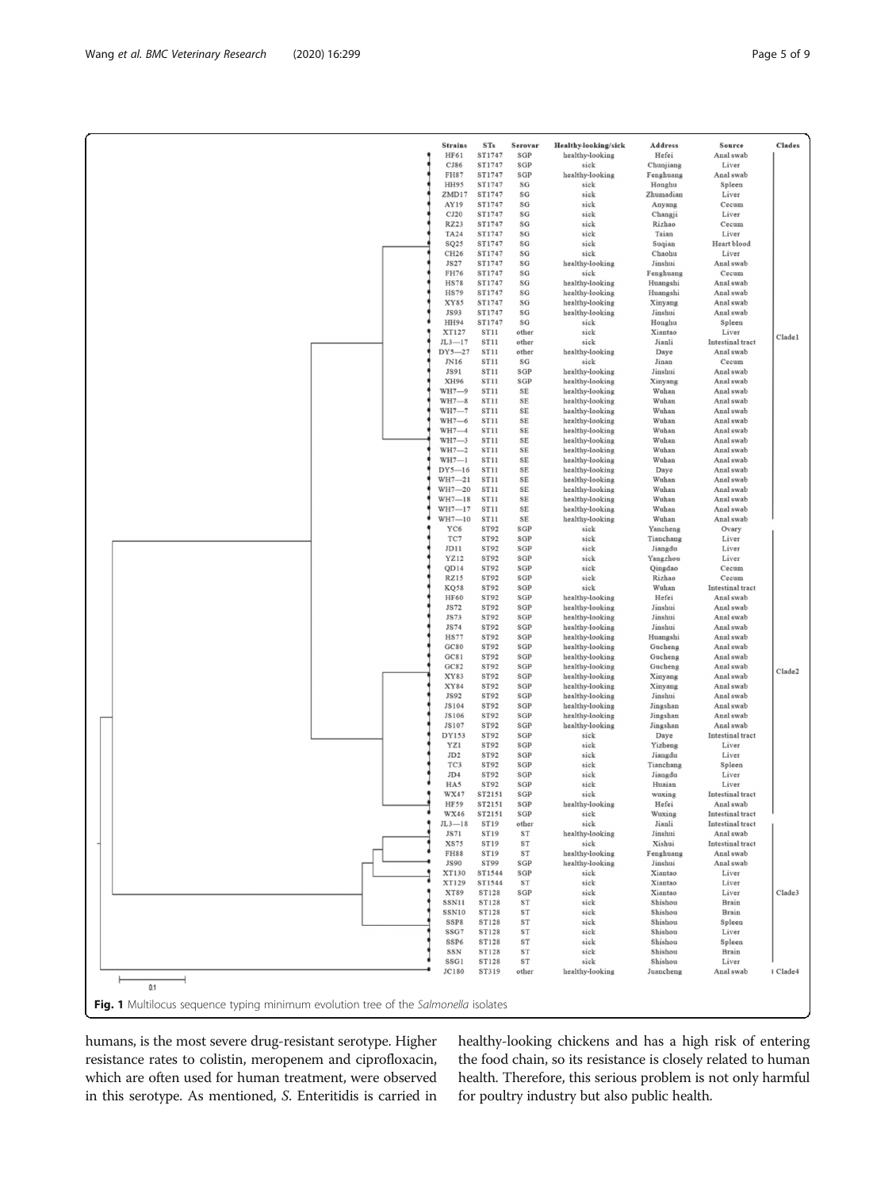| Strains | STs | Serovar | Healthy-looking/sick | Address | Source | Clades |
|---|---|---|---|---|---|---|
| HF61 | ST1747 | SGP | healthy-looking | Hefei | Anal swab | |
| CJ86 | ST1747 | SGP | sick | Chunjiang | Liver | |
| FH87 | ST1747 | SGP | healthy-looking | Fenghuang | Anal swab | |
| HH95 | ST1747 | SG | sick | Honghu | Spleen | |
| ZMD17 | ST1747 | SG | sick | Zhumadian | Liver | |
| AY19 | ST1747 | SG | sick | Anyang | Cecum | |
| CJ20 | ST1747 | SG | sick | Changji | Liver | |
| RZ23 | ST1747 | SG | sick | Rizhao | Cecum | |
| TA24 | ST1747 | SG | sick | Taian | Liver | |
| SQ25 | ST1747 | SG | sick | Suqian | Heart blood | |
| CH26 | ST1747 | SG | sick | Chaohu | Liver | |
| JS27 | ST1747 | SG | healthy-looking | Jinshui | Anal swab | |
| FH76 | ST1747 | SG | sick | Fenghuang | Cecum | |
| HS78 | ST1747 | SG | healthy-looking | Huangshi | Anal swab | |
| HS79 | ST1747 | SG | healthy-looking | Huangshi | Anal swab | |
| XY85 | ST1747 | SG | healthy-looking | Xinyang | Anal swab | |
| JS93 | ST1747 | SG | healthy-looking | Jinshui | Anal swab | |
| HH94 | ST1747 | SG | sick | Honghu | Spleen | |
| XT127 | ST11 | other | sick | Xiantao | Liver | Clade1 |
| JL3—17 | ST11 | other | sick | Jianli | Intestinal tract | |
| DY5—27 | ST11 | other | healthy-looking | Daye | Anal swab | |
| JN16 | ST11 | SG | sick | Jinan | Cecum | |
| JS91 | ST11 | SGP | healthy-looking | Jinshui | Anal swab | |
| XH96 | ST11 | SGP | healthy-looking | Xinyang | Anal swab | |
| WH7—9 | ST11 | SE | healthy-looking | Wuhan | Anal swab | |
| WH7—8 | ST11 | SE | healthy-looking | Wuhan | Anal swab | |
| WH7—7 | ST11 | SE | healthy-looking | Wuhan | Anal swab | |
| WH7—6 | ST11 | SE | healthy-looking | Wuhan | Anal swab | |
| WH7—4 | ST11 | SE | healthy-looking | Wuhan | Anal swab | |
| WH7—3 | ST11 | SE | healthy-looking | Wuhan | Anal swab | |
| WH7—2 | ST11 | SE | healthy-looking | Wuhan | Anal swab | |
| WH7—1 | ST11 | SE | healthy-looking | Wuhan | Anal swab | |
| DY5—16 | ST11 | SE | healthy-looking | Daye | Anal swab | |
| WH7—21 | ST11 | SE | healthy-looking | Wuhan | Anal swab | |
| WH7—20 | ST11 | SE | healthy-looking | Wuhan | Anal swab | |
| WH7—18 | ST11 | SE | healthy-looking | Wuhan | Anal swab | |
| WH7—17 | ST11 | SE | healthy-looking | Wuhan | Anal swab | |
| WH7—10 | ST11 | SE | healthy-looking | Wuhan | Anal swab | |
| YC6 | ST92 | SGP | sick | Yancheng | Ovary | |
| TC7 | ST92 | SGP | sick | Tianchang | Liver | |
| JD11 | ST92 | SGP | sick | Jiangdu | Liver | |
| YZ12 | ST92 | SGP | sick | Yangzhou | Liver | |
| QD14 | ST92 | SGP | sick | Qingdao | Cecum | |
| RZ15 | ST92 | SGP | sick | Rizhao | Cecum | |
| KQ58 | ST92 | SGP | sick | Wuhan | Intestinal tract | |
| HF60 | ST92 | SGP | healthy-looking | Hefei | Anal swab | |
| JS72 | ST92 | SGP | healthy-looking | Jinshui | Anal swab | |
| JS73 | ST92 | SGP | healthy-looking | Jinshui | Anal swab | |
| JS74 | ST92 | SGP | healthy-looking | Jinshui | Anal swab | |
| HS77 | ST92 | SGP | healthy-looking | Huangshi | Anal swab | |
| GC80 | ST92 | SGP | healthy-looking | Gucheng | Anal swab | |
| GC81 | ST92 | SGP | healthy-looking | Gucheng | Anal swab | |
| GC82 | ST92 | SGP | healthy-looking | Gucheng | Anal swab | |
| XY83 | ST92 | SGP | healthy-looking | Xinyang | Anal swab | Clade2 |
| XY84 | ST92 | SGP | healthy-looking | Xinyang | Anal swab | |
| JS92 | ST92 | SGP | healthy-looking | Jinshui | Anal swab | |
| JS104 | ST92 | SGP | healthy-looking | Jingshan | Anal swab | |
| JS106 | ST92 | SGP | healthy-looking | Jingshan | Anal swab | |
| JS107 | ST92 | SGP | healthy-looking | Jingshan | Anal swab | |
| DY153 | ST92 | SGP | sick | Daye | Intestinal tract | |
| YZ1 | ST92 | SGP | sick | Yizheng | Liver | |
| JD2 | ST92 | SGP | sick | Jiangdu | Liver | |
| TC3 | ST92 | SGP | sick | Tianchang | Spleen | |
| JD4 | ST92 | SGP | sick | Jiangdu | Liver | |
| HA5 | ST92 | SGP | sick | Huaian | Liver | |
| WX47 | ST2151 | SGP | sick | wuxing | Intestinal tract | |
| HF59 | ST2151 | SGP | healthy-looking | Hefei | Anal swab | |
| WX46 | ST2151 | SGP | sick | Wuxing | Intestinal tract | |
| JL3—18 | ST19 | other | sick | Jianli | Intestinal tract | |
| JS71 | ST19 | ST | healthy-looking | Jinshui | Anal swab | |
| XS75 | ST19 | ST | sick | Xishui | Intestinal tract | |
| FH88 | ST19 | ST | healthy-looking | Fenghuang | Anal swab | |
| JS90 | ST99 | SGP | healthy-looking | Jinshui | Anal swab | |
| XT130 | ST1544 | SGP | sick | Xiantao | Liver | |
| XT129 | ST1544 | ST | sick | Xiantao | Liver | |
| XT89 | ST128 | SGP | sick | Xiantao | Liver | Clade3 |
| SSN11 | ST128 | ST | sick | Shishou | Brain | |
| SSN10 | ST128 | ST | sick | Shishou | Brain | |
| SSP8 | ST128 | ST | sick | Shishou | Spleen | |
| SSG7 | ST128 | ST | sick | Shishou | Liver | |
| SSP6 | ST128 | ST | sick | Shishou | Spleen | |
| SSN | ST128 | ST | sick | Shishou | Brain | |
| SSG1 | ST128 | ST | sick | Shishou | Liver | |
| JC180 | ST319 | other | healthy-looking | Juancheng | Anal swab | Clade4 |

0.1

**Fig. 1** Multilocus sequence typing minimum evolution tree of the *Salmonella* isolates

humans, is the most severe drug-resistant serotype. Higher resistance rates to colistin, meropenem and ciprofloxacin, which are often used for human treatment, were observed in this serotype. As mentioned, *S.* Enteritidis is carried in healthy-looking chickens and has a high risk of entering the food chain, so its resistance is closely related to human health. Therefore, this serious problem is not only harmful for poultry industry but also public health.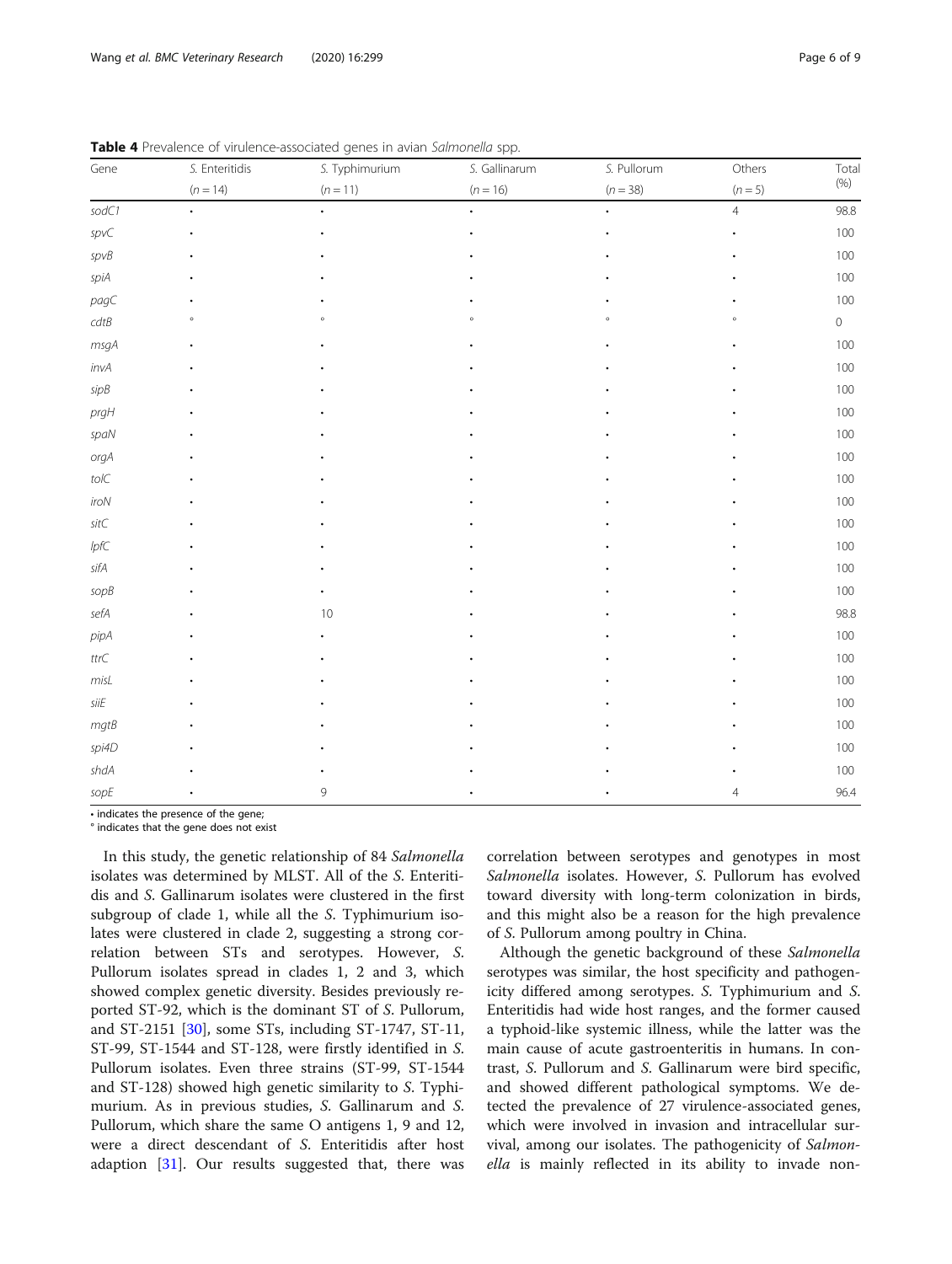**Table 4** Prevalence of virulence-associated genes in avian *Salmonella* spp.

| Gene | *S.* Enteritidis (*n* = 14) | *S.* Typhimurium (*n* = 11) | *S.* Gallinarum (*n* = 16) | *S.* Pullorum (*n* = 38) | Others (*n* = 5) | Total (%) |
|---|---|---|---|---|---|---|
| *sodC1* | • | • | • | • | 4 | 98.8 |
| *spvC* | • | • | • | • | • | 100 |
| *spvB* | • | • | • | • | • | 100 |
| *spiA* | • | • | • | • | • | 100 |
| *pagC* | • | • | • | • | • | 100 |
| *cdtB* | ° | ° | ° | ° | ° | 0 |
| *msgA* | • | • | • | • | • | 100 |
| *invA* | • | • | • | • | • | 100 |
| *sipB* | • | • | • | • | • | 100 |
| *prgH* | • | • | • | • | • | 100 |
| *spaN* | • | • | • | • | • | 100 |
| *orgA* | • | • | • | • | • | 100 |
| *tolC* | • | • | • | • | • | 100 |
| *iroN* | • | • | • | • | • | 100 |
| *sitC* | • | • | • | • | • | 100 |
| *lpfC* | • | • | • | • | • | 100 |
| *sifA* | • | • | • | • | • | 100 |
| *sopB* | • | • | • | • | • | 100 |
| *sefA* | • | 10 | • | • | • | 98.8 |
| *pipA* | • | • | • | • | • | 100 |
| *ttrC* | • | • | • | • | • | 100 |
| *misL* | • | • | • | • | • | 100 |
| *siiE* | • | • | • | • | • | 100 |
| *mgtB* | • | • | • | • | • | 100 |
| *spi4D* | • | • | • | • | • | 100 |
| *shdA* | • | • | • | • | • | 100 |
| *sopE* | • | 9 | • | • | 4 | 96.4 |

• indicates the presence of the gene;
° indicates that the gene does not exist

In this study, the genetic relationship of 84 *Salmonella* isolates was determined by MLST. All of the *S.* Enteritidis and *S.* Gallinarum isolates were clustered in the first subgroup of clade 1, while all the *S.* Typhimurium isolates were clustered in clade 2, suggesting a strong correlation between STs and serotypes. However, *S.* Pullorum isolates spread in clades 1, 2 and 3, which showed complex genetic diversity. Besides previously reported ST-92, which is the dominant ST of *S.* Pullorum, and ST-2151 [30], some STs, including ST-1747, ST-11, ST-99, ST-1544 and ST-128, were firstly identified in *S.* Pullorum isolates. Even three strains (ST-99, ST-1544 and ST-128) showed high genetic similarity to *S.* Typhimurium. As in previous studies, *S.* Gallinarum and *S.* Pullorum, which share the same O antigens 1, 9 and 12, were a direct descendant of *S.* Enteritidis after host adaption [31]. Our results suggested that, there was correlation between serotypes and genotypes in most *Salmonella* isolates. However, *S.* Pullorum has evolved toward diversity with long-term colonization in birds, and this might also be a reason for the high prevalence of *S.* Pullorum among poultry in China.

Although the genetic background of these *Salmonella* serotypes was similar, the host specificity and pathogenicity differed among serotypes. *S.* Typhimurium and *S.* Enteritidis had wide host ranges, and the former caused a typhoid-like systemic illness, while the latter was the main cause of acute gastroenteritis in humans. In contrast, *S.* Pullorum and *S.* Gallinarum were bird specific, and showed different pathological symptoms. We detected the prevalence of 27 virulence-associated genes, which were involved in invasion and intracellular survival, among our isolates. The pathogenicity of *Salmonella* is mainly reflected in its ability to invade non-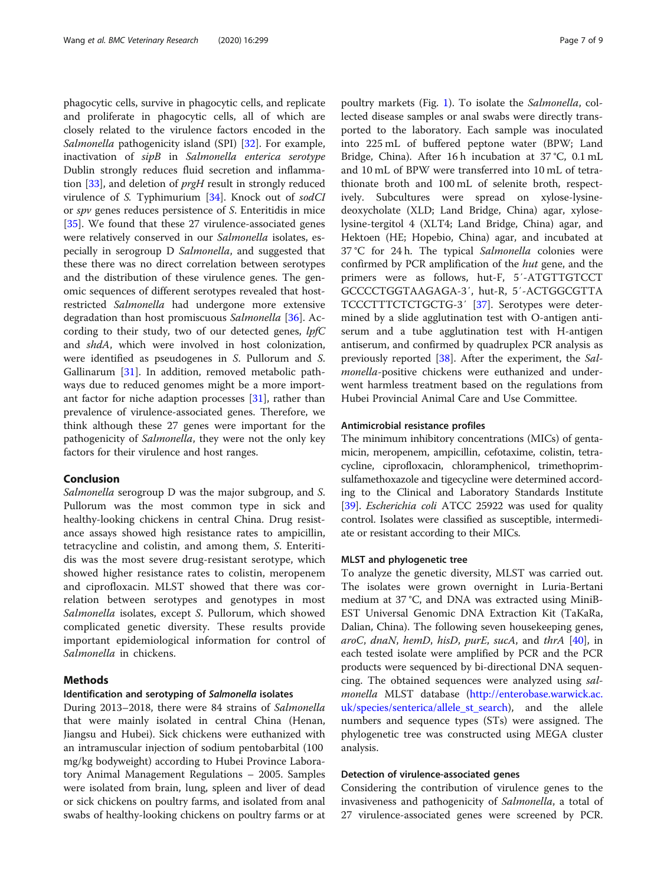phagocytic cells, survive in phagocytic cells, and replicate and proliferate in phagocytic cells, all of which are closely related to the virulence factors encoded in the *Salmonella* pathogenicity island (SPI) [32]. For example, inactivation of *sipB* in *Salmonella enterica serotype* Dublin strongly reduces fluid secretion and inflammation [33], and deletion of *prgH* result in strongly reduced virulence of *S.* Typhimurium [34]. Knock out of *sodCI* or *spv* genes reduces persistence of *S.* Enteritidis in mice [35]. We found that these 27 virulence-associated genes were relatively conserved in our *Salmonella* isolates, especially in serogroup D *Salmonella*, and suggested that these there was no direct correlation between serotypes and the distribution of these virulence genes. The genomic sequences of different serotypes revealed that host-restricted *Salmonella* had undergone more extensive degradation than host promiscuous *Salmonella* [36]. According to their study, two of our detected genes, *lpfC* and *shdA*, which were involved in host colonization, were identified as pseudogenes in *S.* Pullorum and *S.* Gallinarum [31]. In addition, removed metabolic pathways due to reduced genomes might be a more important factor for niche adaption processes [31], rather than prevalence of virulence-associated genes. Therefore, we think although these 27 genes were important for the pathogenicity of *Salmonella*, they were not the only key factors for their virulence and host ranges.

## Conclusion

*Salmonella* serogroup D was the major subgroup, and *S.* Pullorum was the most common type in sick and healthy-looking chickens in central China. Drug resistance assays showed high resistance rates to ampicillin, tetracycline and colistin, and among them, *S.* Enteritidis was the most severe drug-resistant serotype, which showed higher resistance rates to colistin, meropenem and ciprofloxacin. MLST showed that there was correlation between serotypes and genotypes in most *Salmonella* isolates, except *S.* Pullorum, which showed complicated genetic diversity. These results provide important epidemiological information for control of *Salmonella* in chickens.

## Methods

### Identification and serotyping of *Salmonella* isolates

During 2013–2018, there were 84 strains of *Salmonella* that were mainly isolated in central China (Henan, Jiangsu and Hubei). Sick chickens were euthanized with an intramuscular injection of sodium pentobarbital (100 mg/kg bodyweight) according to Hubei Province Laboratory Animal Management Regulations – 2005. Samples were isolated from brain, lung, spleen and liver of dead or sick chickens on poultry farms, and isolated from anal swabs of healthy-looking chickens on poultry farms or at poultry markets (Fig. 1). To isolate the *Salmonella*, collected disease samples or anal swabs were directly transported to the laboratory. Each sample was inoculated into 225 mL of buffered peptone water (BPW; Land Bridge, China). After 16 h incubation at 37 °C, 0.1 mL and 10 mL of BPW were transferred into 10 mL of tetrathionate broth and 100 mL of selenite broth, respectively. Subcultures were spread on xylose-lysine-deoxycholate (XLD; Land Bridge, China) agar, xylose-lysine-tergitol 4 (XLT4; Land Bridge, China) agar, and Hektoen (HE; Hopebio, China) agar, and incubated at 37 °C for 24 h. The typical *Salmonella* colonies were confirmed by PCR amplification of the *hut* gene, and the primers were as follows, hut-F, 5′-ATGTTGTCCTGCCCCTGGTAAGAGA-3′, hut-R, 5′-ACTGGCGTTATCCCTTTCTCTGCTG-3′ [37]. Serotypes were determined by a slide agglutination test with O-antigen antiserum and a tube agglutination test with H-antigen antiserum, and confirmed by quadruplex PCR analysis as previously reported [38]. After the experiment, the *Salmonella*-positive chickens were euthanized and underwent harmless treatment based on the regulations from Hubei Provincial Animal Care and Use Committee.

### Antimicrobial resistance profiles

The minimum inhibitory concentrations (MICs) of gentamicin, meropenem, ampicillin, cefotaxime, colistin, tetracycline, ciprofloxacin, chloramphenicol, trimethoprim-sulfamethoxazole and tigecycline were determined according to the Clinical and Laboratory Standards Institute [39]. *Escherichia coli* ATCC 25922 was used for quality control. Isolates were classified as susceptible, intermediate or resistant according to their MICs.

### MLST and phylogenetic tree

To analyze the genetic diversity, MLST was carried out. The isolates were grown overnight in Luria-Bertani medium at 37 °C, and DNA was extracted using MiniBEST Universal Genomic DNA Extraction Kit (TaKaRa, Dalian, China). The following seven housekeeping genes, *aroC*, *dnaN*, *hemD*, *hisD*, *purE*, *sucA*, and *thrA* [40], in each tested isolate were amplified by PCR and the PCR products were sequenced by bi-directional DNA sequencing. The obtained sequences were analyzed using *salmonella* MLST database (http://enterobase.warwick.ac.uk/species/senterica/allele_st_search), and the allele numbers and sequence types (STs) were assigned. The phylogenetic tree was constructed using MEGA cluster analysis.

### Detection of virulence-associated genes

Considering the contribution of virulence genes to the invasiveness and pathogenicity of *Salmonella*, a total of 27 virulence-associated genes were screened by PCR.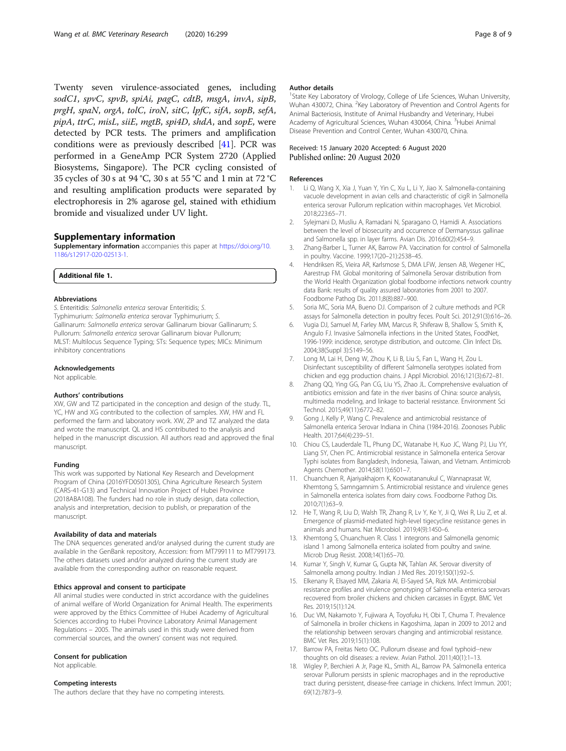Twenty seven virulence-associated genes, including *sodC1*, *spvC*, *spvB*, *spiAi*, *pagC*, *cdtB*, *msgA*, *invA*, *sipB*, *prgH*, *spaN*, *orgA*, *tolC*, *iroN*, *sitC*, *lpfC*, *sifA*, *sopB*, *sefA*, *pipA*, *ttrC*, *misL*, *siiE*, *mgtB*, *spi4D*, *shdA*, and *sopE*, were detected by PCR tests. The primers and amplification conditions were as previously described [41]. PCR was performed in a GeneAmp PCR System 2720 (Applied Biosystems, Singapore). The PCR cycling consisted of 35 cycles of 30 s at 94 °C, 30 s at 55 °C and 1 min at 72 °C and resulting amplification products were separated by electrophoresis in 2% agarose gel, stained with ethidium bromide and visualized under UV light.

## Supplementary information

**Supplementary information** accompanies this paper at https://doi.org/10.1186/s12917-020-02513-1.

**Additional file 1.**

#### Abbreviations

*S.* Enteritidis: *Salmonella enterica* serovar Enteritidis; *S.* Typhimurium: *Salmonella enterica* serovar Typhimurium; *S.* Gallinarum: *Salmonella enterica* serovar Gallinarum biovar Gallinarum; *S.* Pullorum: *Salmonella enterica* serovar Gallinarum biovar Pullorum; MLST: Multilocus Sequence Typing; STs: Sequence types; MICs: Minimum inhibitory concentrations

#### Acknowledgements

Not applicable.

#### Authors' contributions

XW, GW and TZ participated in the conception and design of the study. TL, YC, HW and XG contributed to the collection of samples. XW, HW and FL performed the farm and laboratory work. XW, ZP and TZ analyzed the data and wrote the manuscript. QL and HS contributed to the analysis and helped in the manuscript discussion. All authors read and approved the final manuscript.

#### Funding

This work was supported by National Key Research and Development Program of China (2016YFD0501305), China Agriculture Research System (CARS-41-G13) and Technical Innovation Project of Hubei Province (2018ABA108). The funders had no role in study design, data collection, analysis and interpretation, decision to publish, or preparation of the manuscript.

#### Availability of data and materials

The DNA sequences generated and/or analysed during the current study are available in the GenBank repository, Accession: from MT799111 to MT799173. The others datasets used and/or analyzed during the current study are available from the corresponding author on reasonable request.

#### Ethics approval and consent to participate

All animal studies were conducted in strict accordance with the guidelines of animal welfare of World Organization for Animal Health. The experiments were approved by the Ethics Committee of Hubei Academy of Agricultural Sciences according to Hubei Province Laboratory Animal Management Regulations – 2005. The animals used in this study were derived from commercial sources, and the owners' consent was not required.

#### Consent for publication

Not applicable.

#### Competing interests

The authors declare that they have no competing interests.

#### Author details

[1]State Key Laboratory of Virology, College of Life Sciences, Wuhan University, Wuhan 430072, China. [2]Key Laboratory of Prevention and Control Agents for Animal Bacteriosis, Institute of Animal Husbandry and Veterinary, Hubei Academy of Agricultural Sciences, Wuhan 430064, China. [3]Hubei Animal Disease Prevention and Control Center, Wuhan 430070, China.

Received: 15 January 2020 Accepted: 6 August 2020
Published online: 20 August 2020

#### References

1. Li Q, Wang X, Xia J, Yuan Y, Yin C, Xu L, Li Y, Jiao X. Salmonella-containing vacuole development in avian cells and characteristic of cigR in Salmonella enterica serovar Pullorum replication within macrophages. Vet Microbiol. 2018;223:65–71.
2. Sylejmani D, Musliu A, Ramadani N, Sparagano O, Hamidi A. Associations between the level of biosecurity and occurrence of Dermanyssus gallinae and Salmonella spp. in layer farms. Avian Dis. 2016;60(2):454–9.
3. Zhang-Barber L, Turner AK, Barrow PA. Vaccination for control of Salmonella in poultry. Vaccine. 1999;17(20–21):2538–45.
4. Hendriksen RS, Vieira AR, Karlsmose S, DMA LFW, Jensen AB, Wegener HC, Aarestrup FM. Global monitoring of Salmonella Serovar distribution from the World Health Organization global foodborne infections network country data Bank: results of quality assured laboratories from 2001 to 2007. Foodborne Pathog Dis. 2011;8(8):887–900.
5. Soria MC, Soria MA, Bueno DJ. Comparison of 2 culture methods and PCR assays for Salmonella detection in poultry feces. Poult Sci. 2012;91(3):616–26.
6. Vugia DJ, Samuel M, Farley MM, Marcus R, Shiferaw B, Shallow S, Smith K, Angulo FJ. Invasive Salmonella infections in the United States, FoodNet, 1996-1999: incidence, serotype distribution, and outcome. Clin Infect Dis. 2004;38(Suppl 3):S149–56.
7. Long M, Lai H, Deng W, Zhou K, Li B, Liu S, Fan L, Wang H, Zou L. Disinfectant susceptibility of different Salmonella serotypes isolated from chicken and egg production chains. J Appl Microbiol. 2016;121(3):672–81.
8. Zhang QQ, Ying GG, Pan CG, Liu YS, Zhao JL. Comprehensive evaluation of antibiotics emission and fate in the river basins of China: source analysis, multimedia modeling, and linkage to bacterial resistance. Environment Sci Technol. 2015;49(11):6772–82.
9. Gong J, Kelly P, Wang C. Prevalence and antimicrobial resistance of Salmonella enterica Serovar Indiana in China (1984-2016). Zoonoses Public Health. 2017;64(4):239–51.
10. Chiou CS, Lauderdale TL, Phung DC, Watanabe H, Kuo JC, Wang PJ, Liu YY, Liang SY, Chen PC. Antimicrobial resistance in Salmonella enterica Serovar Typhi isolates from Bangladesh, Indonesia, Taiwan, and Vietnam. Antimicrob Agents Chemother. 2014;58(11):6501–7.
11. Chuanchuen R, Ajariyakhajorn K, Koowatananukul C, Wannaprasat W, Khemtong S, Samngamnim S. Antimicrobial resistance and virulence genes in Salmonella enterica isolates from dairy cows. Foodborne Pathog Dis. 2010;7(1):63–9.
12. He T, Wang R, Liu D, Walsh TR, Zhang R, Lv Y, Ke Y, Ji Q, Wei R, Liu Z, et al. Emergence of plasmid-mediated high-level tigecycline resistance genes in animals and humans. Nat Microbiol. 2019;4(9):1450–6.
13. Khemtong S, Chuanchuen R. Class 1 integrons and Salmonella genomic island 1 among Salmonella enterica isolated from poultry and swine. Microb Drug Resist. 2008;14(1):65–70.
14. Kumar Y, Singh V, Kumar G, Gupta NK, Tahlan AK. Serovar diversity of Salmonella among poultry. Indian J Med Res. 2019;150(1):92–5.
15. Elkenany R, Elsayed MM, Zakaria AI, El-Sayed SA, Rizk MA. Antimicrobial resistance profiles and virulence genotyping of Salmonella enterica serovars recovered from broiler chickens and chicken carcasses in Egypt. BMC Vet Res. 2019;15(1):124.
16. Duc VM, Nakamoto Y, Fujiwara A, Toyofuku H, Obi T, Chuma T. Prevalence of Salmonella in broiler chickens in Kagoshima, Japan in 2009 to 2012 and the relationship between serovars changing and antimicrobial resistance. BMC Vet Res. 2019;15(1):108.
17. Barrow PA, Freitas Neto OC. Pullorum disease and fowl typhoid--new thoughts on old diseases: a review. Avian Pathol. 2011;40(1):1–13.
18. Wigley P, Berchieri A Jr, Page KL, Smith AL, Barrow PA. Salmonella enterica serovar Pullorum persists in splenic macrophages and in the reproductive tract during persistent, disease-free carriage in chickens. Infect Immun. 2001;69(12):7873–9.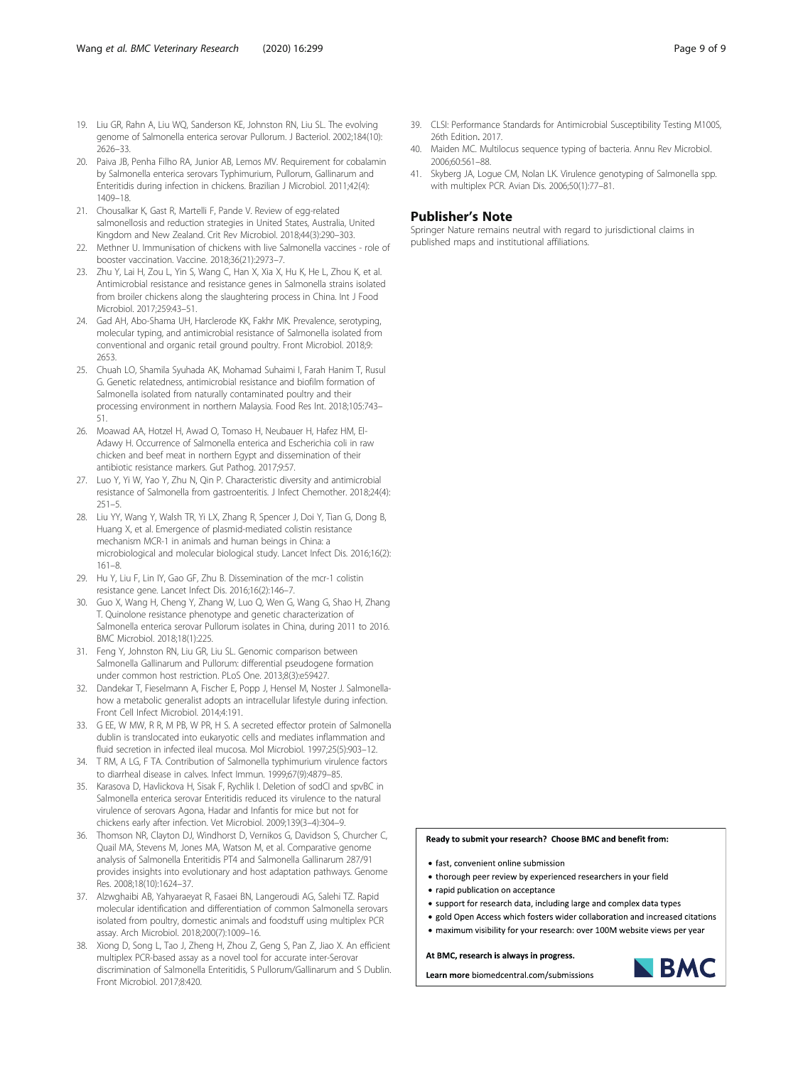19. Liu GR, Rahn A, Liu WQ, Sanderson KE, Johnston RN, Liu SL. The evolving genome of Salmonella enterica serovar Pullorum. J Bacteriol. 2002;184(10):2626–33.
20. Paiva JB, Penha Filho RA, Junior AB, Lemos MV. Requirement for cobalamin by Salmonella enterica serovars Typhimurium, Pullorum, Gallinarum and Enteritidis during infection in chickens. Brazilian J Microbiol. 2011;42(4):1409–18.
21. Chousalkar K, Gast R, Martelli F, Pande V. Review of egg-related salmonellosis and reduction strategies in United States, Australia, United Kingdom and New Zealand. Crit Rev Microbiol. 2018;44(3):290–303.
22. Methner U. Immunisation of chickens with live Salmonella vaccines - role of booster vaccination. Vaccine. 2018;36(21):2973–7.
23. Zhu Y, Lai H, Zou L, Yin S, Wang C, Han X, Xia X, Hu K, He L, Zhou K, et al. Antimicrobial resistance and resistance genes in Salmonella strains isolated from broiler chickens along the slaughtering process in China. Int J Food Microbiol. 2017;259:43–51.
24. Gad AH, Abo-Shama UH, Harclerode KK, Fakhr MK. Prevalence, serotyping, molecular typing, and antimicrobial resistance of Salmonella isolated from conventional and organic retail ground poultry. Front Microbiol. 2018;9:2653.
25. Chuah LO, Shamila Syuhada AK, Mohamad Suhaimi I, Farah Hanim T, Rusul G. Genetic relatedness, antimicrobial resistance and biofilm formation of Salmonella isolated from naturally contaminated poultry and their processing environment in northern Malaysia. Food Res Int. 2018;105:743–51.
26. Moawad AA, Hotzel H, Awad O, Tomaso H, Neubauer H, Hafez HM, El-Adawy H. Occurrence of Salmonella enterica and Escherichia coli in raw chicken and beef meat in northern Egypt and dissemination of their antibiotic resistance markers. Gut Pathog. 2017;9:57.
27. Luo Y, Yi W, Yao Y, Zhu N, Qin P. Characteristic diversity and antimicrobial resistance of Salmonella from gastroenteritis. J Infect Chemother. 2018;24(4):251–5.
28. Liu YY, Wang Y, Walsh TR, Yi LX, Zhang R, Spencer J, Doi Y, Tian G, Dong B, Huang X, et al. Emergence of plasmid-mediated colistin resistance mechanism MCR-1 in animals and human beings in China: a microbiological and molecular biological study. Lancet Infect Dis. 2016;16(2):161–8.
29. Hu Y, Liu F, Lin IY, Gao GF, Zhu B. Dissemination of the mcr-1 colistin resistance gene. Lancet Infect Dis. 2016;16(2):146–7.
30. Guo X, Wang H, Cheng Y, Zhang W, Luo Q, Wen G, Wang G, Shao H, Zhang T. Quinolone resistance phenotype and genetic characterization of Salmonella enterica serovar Pullorum isolates in China, during 2011 to 2016. BMC Microbiol. 2018;18(1):225.
31. Feng Y, Johnston RN, Liu GR, Liu SL. Genomic comparison between Salmonella Gallinarum and Pullorum: differential pseudogene formation under common host restriction. PLoS One. 2013;8(3):e59427.
32. Dandekar T, Fieselmann A, Fischer E, Popp J, Hensel M, Noster J. Salmonella-how a metabolic generalist adopts an intracellular lifestyle during infection. Front Cell Infect Microbiol. 2014;4:191.
33. G EE, W MW, R R, M PB, W PR, H S. A secreted effector protein of Salmonella dublin is translocated into eukaryotic cells and mediates inflammation and fluid secretion in infected ileal mucosa. Mol Microbiol. 1997;25(5):903–12.
34. T RM, A LG, F TA. Contribution of Salmonella typhimurium virulence factors to diarrheal disease in calves. Infect Immun. 1999;67(9):4879–85.
35. Karasova D, Havlickova H, Sisak F, Rychlik I. Deletion of sodCI and spvBC in Salmonella enterica serovar Enteritidis reduced its virulence to the natural virulence of serovars Agona, Hadar and Infantis for mice but not for chickens early after infection. Vet Microbiol. 2009;139(3–4):304–9.
36. Thomson NR, Clayton DJ, Windhorst D, Vernikos G, Davidson S, Churcher C, Quail MA, Stevens M, Jones MA, Watson M, et al. Comparative genome analysis of Salmonella Enteritidis PT4 and Salmonella Gallinarum 287/91 provides insights into evolutionary and host adaptation pathways. Genome Res. 2008;18(10):1624–37.
37. Alzwghaibi AB, Yahyaraeyat R, Fasaei BN, Langeroudi AG, Salehi TZ. Rapid molecular identification and differentiation of common Salmonella serovars isolated from poultry, domestic animals and foodstuff using multiplex PCR assay. Arch Microbiol. 2018;200(7):1009–16.
38. Xiong D, Song L, Tao J, Zheng H, Zhou Z, Geng S, Pan Z, Jiao X. An efficient multiplex PCR-based assay as a novel tool for accurate inter-Serovar discrimination of Salmonella Enteritidis, S Pullorum/Gallinarum and S Dublin. Front Microbiol. 2017;8:420.
39. CLSI: Performance Standards for Antimicrobial Susceptibility Testing M100S, 26th Edition. 2017.
40. Maiden MC. Multilocus sequence typing of bacteria. Annu Rev Microbiol. 2006;60:561–88.
41. Skyberg JA, Logue CM, Nolan LK. Virulence genotyping of Salmonella spp. with multiplex PCR. Avian Dis. 2006;50(1):77–81.

## Publisher's Note

Springer Nature remains neutral with regard to jurisdictional claims in published maps and institutional affiliations.

**Ready to submit your research? Choose BMC and benefit from:**

- fast, convenient online submission
- thorough peer review by experienced researchers in your field
- rapid publication on acceptance
- support for research data, including large and complex data types
- gold Open Access which fosters wider collaboration and increased citations
- maximum visibility for your research: over 100M website views per year

**At BMC, research is always in progress.**

**Learn more** biomedcentral.com/submissions

BMC